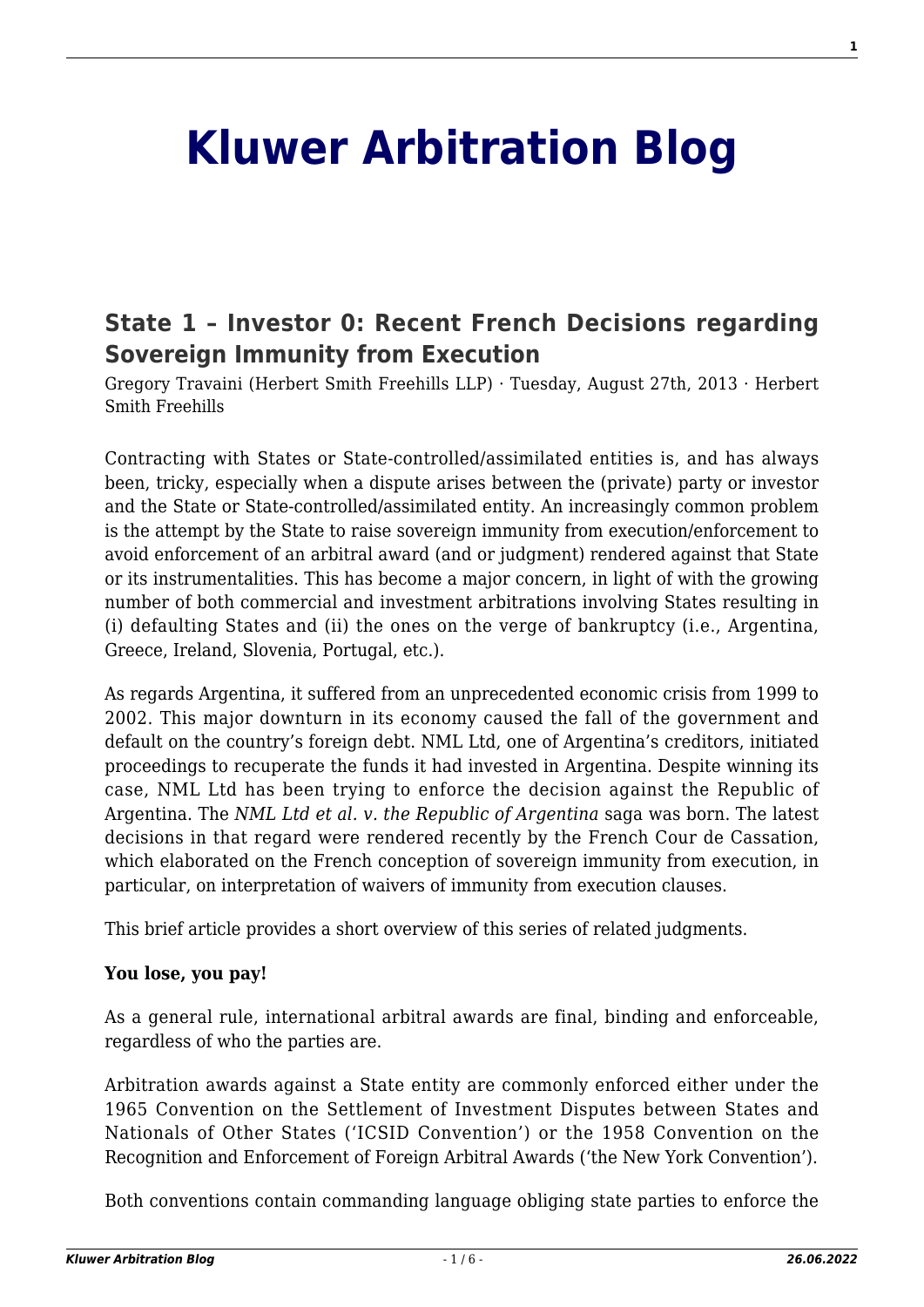# Kluwer Arbitration Blog

## State 1 – Investor 0: Recent French Decisions regarding Sovereign Immunity from Execution

Gregory Travaini (Herbert Smith Freehills LLP) · Tuesday, August 27th, 2013 · Herbert Smith Freehills

Contracting with States or State-controlled/assimilated entities is, and has always been, tricky, especially when a dispute arises between the (private) party or investor and the State or State-controlled/assimilated entity. An increasingly common problem is the attempt by the State to raise sovereign immunity from execution/enforcement to avoid enforcement of an arbitral award (and or judgment) rendered against that State or its instrumentalities. This has become a major concern, in light of with the growing number of both commercial and investment arbitrations involving States resulting in (i) defaulting States and (ii) the ones on the verge of bankruptcy (i.e., Argentina, Greece, Ireland, Slovenia, Portugal, etc.).

As regards Argentina, it suffered from an unprecedented economic crisis from 1999 to 2002. This major downturn in its economy caused the fall of the government and default on the country's foreign debt. NML Ltd, one of Argentina's creditors, initiated proceedings to recuperate the funds it had invested in Argentina. Despite winning its case, NML Ltd has been trying to enforce the decision against the Republic of Argentina. The *NML Ltd et al. v. the Republic of Argentina* saga was born. The latest decisions in that regard were rendered recently by the French Cour de Cassation, which elaborated on the French conception of sovereign immunity from execution, in particular, on interpretation of waivers of immunity from execution clauses.

This brief article provides a short overview of this series of related judgments.

**You lose, you pay!**

As a general rule, international arbitral awards are final, binding and enforceable, regardless of who the parties are.

Arbitration awards against a State entity are commonly enforced either under the 1965 Convention on the Settlement of Investment Disputes between States and Nationals of Other States ('ICSID Convention') or the 1958 Convention on the Recognition and Enforcement of Foreign Arbitral Awards ('the New York Convention').

Both conventions contain commanding language obliging state parties to enforce the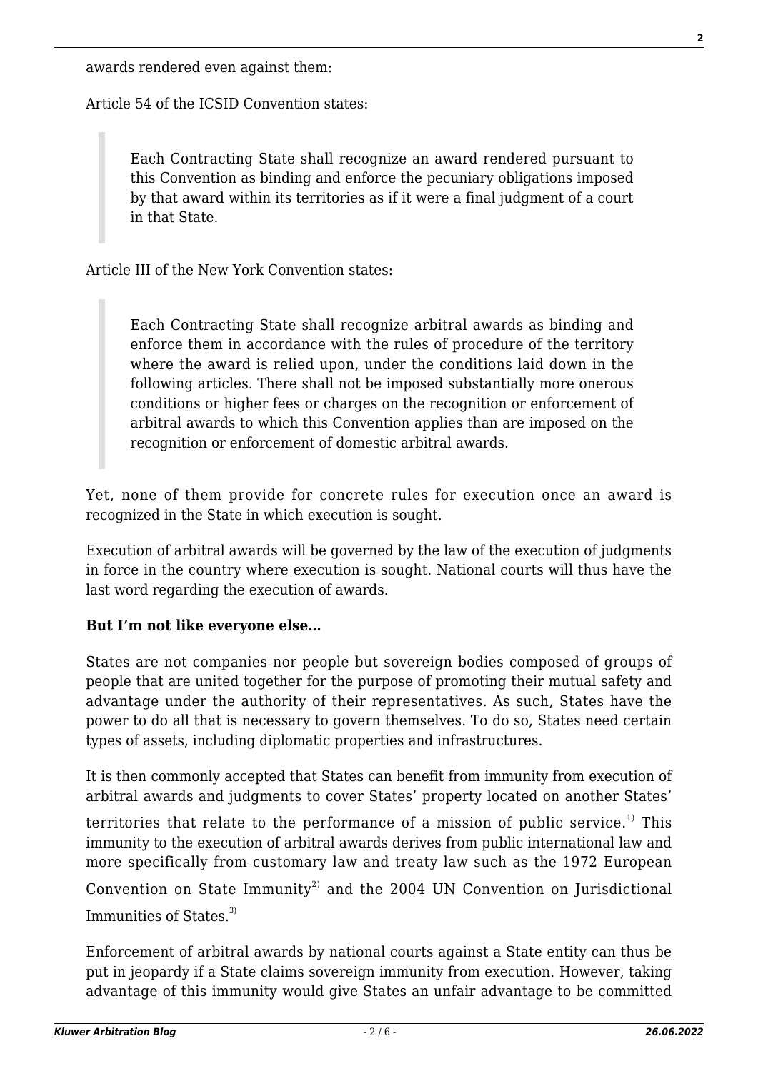awards rendered even against them:

Article 54 of the ICSID Convention states:

> Each Contracting State shall recognize an award rendered pursuant to this Convention as binding and enforce the pecuniary obligations imposed by that award within its territories as if it were a final judgment of a court in that State.

Article III of the New York Convention states:

> Each Contracting State shall recognize arbitral awards as binding and enforce them in accordance with the rules of procedure of the territory where the award is relied upon, under the conditions laid down in the following articles. There shall not be imposed substantially more onerous conditions or higher fees or charges on the recognition or enforcement of arbitral awards to which this Convention applies than are imposed on the recognition or enforcement of domestic arbitral awards.

Yet, none of them provide for concrete rules for execution once an award is recognized in the State in which execution is sought.

Execution of arbitral awards will be governed by the law of the execution of judgments in force in the country where execution is sought. National courts will thus have the last word regarding the execution of awards.

**But I'm not like everyone else…**

States are not companies nor people but sovereign bodies composed of groups of people that are united together for the purpose of promoting their mutual safety and advantage under the authority of their representatives. As such, States have the power to do all that is necessary to govern themselves. To do so, States need certain types of assets, including diplomatic properties and infrastructures.

It is then commonly accepted that States can benefit from immunity from execution of arbitral awards and judgments to cover States' property located on another States' territories that relate to the performance of a mission of public service.[1] This immunity to the execution of arbitral awards derives from public international law and more specifically from customary law and treaty law such as the 1972 European Convention on State Immunity[2] and the 2004 UN Convention on Jurisdictional Immunities of States.[3]

Enforcement of arbitral awards by national courts against a State entity can thus be put in jeopardy if a State claims sovereign immunity from execution. However, taking advantage of this immunity would give States an unfair advantage to be committed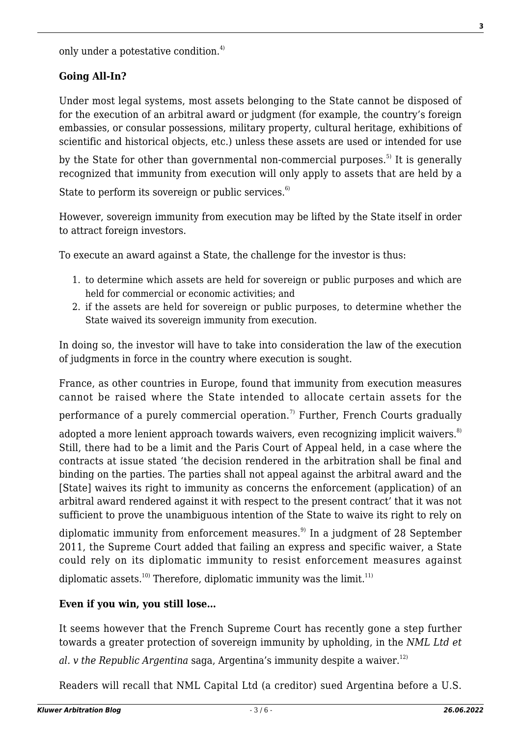only under a potestative condition.[4]

**Going All-In?**

Under most legal systems, most assets belonging to the State cannot be disposed of for the execution of an arbitral award or judgment (for example, the country's foreign embassies, or consular possessions, military property, cultural heritage, exhibitions of scientific and historical objects, etc.) unless these assets are used or intended for use by the State for other than governmental non-commercial purposes.[5] It is generally recognized that immunity from execution will only apply to assets that are held by a State to perform its sovereign or public services.[6]

However, sovereign immunity from execution may be lifted by the State itself in order to attract foreign investors.

To execute an award against a State, the challenge for the investor is thus:

1. to determine which assets are held for sovereign or public purposes and which are held for commercial or economic activities; and
2. if the assets are held for sovereign or public purposes, to determine whether the State waived its sovereign immunity from execution.

In doing so, the investor will have to take into consideration the law of the execution of judgments in force in the country where execution is sought.

France, as other countries in Europe, found that immunity from execution measures cannot be raised where the State intended to allocate certain assets for the performance of a purely commercial operation.[7] Further, French Courts gradually adopted a more lenient approach towards waivers, even recognizing implicit waivers.[8] Still, there had to be a limit and the Paris Court of Appeal held, in a case where the contracts at issue stated 'the decision rendered in the arbitration shall be final and binding on the parties. The parties shall not appeal against the arbitral award and the [State] waives its right to immunity as concerns the enforcement (application) of an arbitral award rendered against it with respect to the present contract' that it was not sufficient to prove the unambiguous intention of the State to waive its right to rely on diplomatic immunity from enforcement measures.[9] In a judgment of 28 September 2011, the Supreme Court added that failing an express and specific waiver, a State could rely on its diplomatic immunity to resist enforcement measures against diplomatic assets.[10] Therefore, diplomatic immunity was the limit.[11]

**Even if you win, you still lose…**

It seems however that the French Supreme Court has recently gone a step further towards a greater protection of sovereign immunity by upholding, in the *NML Ltd et al. v the Republic Argentina* saga, Argentina's immunity despite a waiver.[12]

Readers will recall that NML Capital Ltd (a creditor) sued Argentina before a U.S.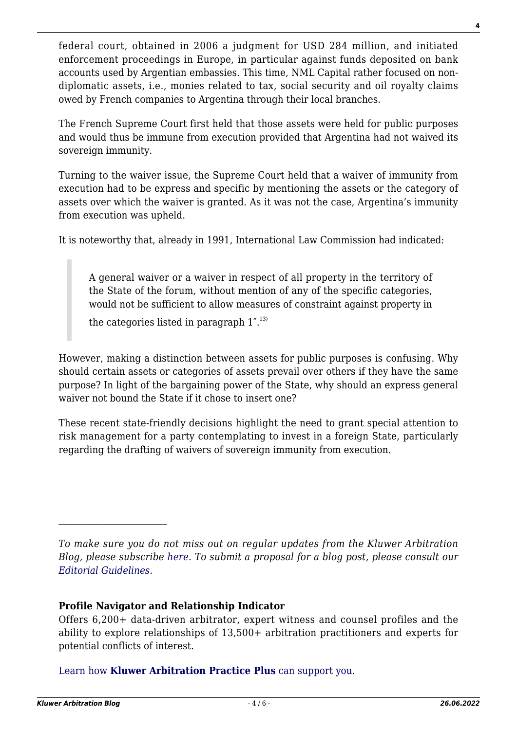federal court, obtained in 2006 a judgment for USD 284 million, and initiated enforcement proceedings in Europe, in particular against funds deposited on bank accounts used by Argentian embassies. This time, NML Capital rather focused on non-diplomatic assets, i.e., monies related to tax, social security and oil royalty claims owed by French companies to Argentina through their local branches.

The French Supreme Court first held that those assets were held for public purposes and would thus be immune from execution provided that Argentina had not waived its sovereign immunity.

Turning to the waiver issue, the Supreme Court held that a waiver of immunity from execution had to be express and specific by mentioning the assets or the category of assets over which the waiver is granted. As it was not the case, Argentina's immunity from execution was upheld.

It is noteworthy that, already in 1991, International Law Commission had indicated:

> A general waiver or a waiver in respect of all property in the territory of the State of the forum, without mention of any of the specific categories, would not be sufficient to allow measures of constraint against property in the categories listed in paragraph 1″.[13)]

However, making a distinction between assets for public purposes is confusing. Why should certain assets or categories of assets prevail over others if they have the same purpose? In light of the bargaining power of the State, why should an express general waiver not bound the State if it chose to insert one?

These recent state-friendly decisions highlight the need to grant special attention to risk management for a party contemplating to invest in a foreign State, particularly regarding the drafting of waivers of sovereign immunity from execution.

---

*To make sure you do not miss out on regular updates from the Kluwer Arbitration Blog, please subscribe here. To submit a proposal for a blog post, please consult our Editorial Guidelines.*

**Profile Navigator and Relationship Indicator**

Offers 6,200+ data-driven arbitrator, expert witness and counsel profiles and the ability to explore relationships of 13,500+ arbitration practitioners and experts for potential conflicts of interest.

Learn how **Kluwer Arbitration Practice Plus** can support you.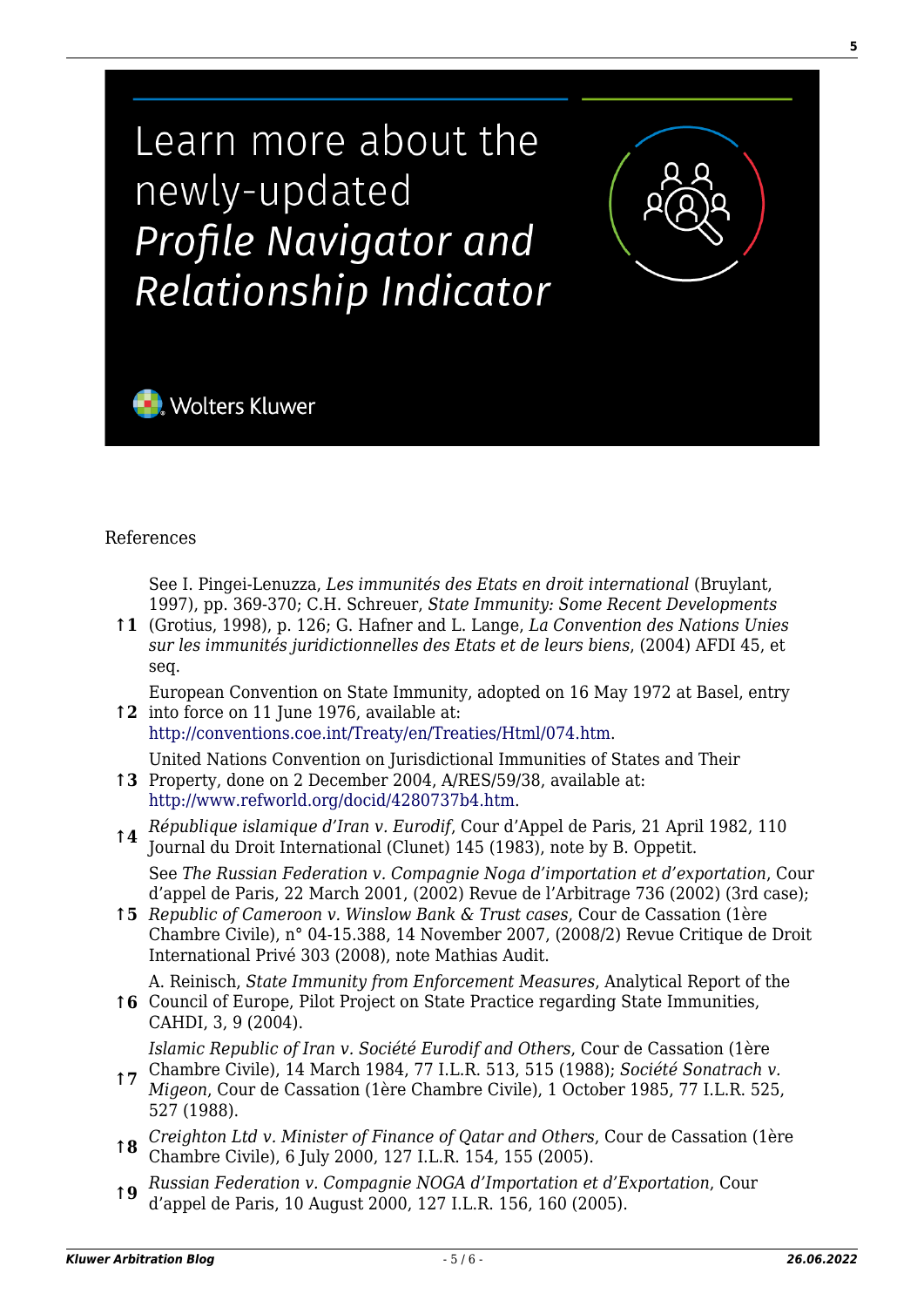Learn more about the newly-updated *Profile Navigator and Relationship Indicator*

Wolters Kluwer

References

↑1 See I. Pingei-Lenuzza, *Les immunités des Etats en droit international* (Bruylant, 1997), pp. 369-370; C.H. Schreuer, *State Immunity: Some Recent Developments* (Grotius, 1998), p. 126; G. Hafner and L. Lange, *La Convention des Nations Unies sur les immunités juridictionnelles des Etats et de leurs biens*, (2004) AFDI 45, et seq.

↑2 European Convention on State Immunity, adopted on 16 May 1972 at Basel, entry into force on 11 June 1976, available at: http://conventions.coe.int/Treaty/en/Treaties/Html/074.htm.

↑3 United Nations Convention on Jurisdictional Immunities of States and Their Property, done on 2 December 2004, A/RES/59/38, available at: http://www.refworld.org/docid/4280737b4.htm.

↑4 *République islamique d'Iran v. Eurodif*, Cour d'Appel de Paris, 21 April 1982, 110 Journal du Droit International (Clunet) 145 (1983), note by B. Oppetit.

↑5 See *The Russian Federation v. Compagnie Noga d'importation et d'exportation*, Cour d'appel de Paris, 22 March 2001, (2002) Revue de l'Arbitrage 736 (2002) (3rd case); *Republic of Cameroon v. Winslow Bank & Trust cases*, Cour de Cassation (1ère Chambre Civile), n° 04-15.388, 14 November 2007, (2008/2) Revue Critique de Droit International Privé 303 (2008), note Mathias Audit.

↑6 A. Reinisch, *State Immunity from Enforcement Measures*, Analytical Report of the Council of Europe, Pilot Project on State Practice regarding State Immunities, CAHDI, 3, 9 (2004).

↑7 *Islamic Republic of Iran v. Société Eurodif and Others*, Cour de Cassation (1ère Chambre Civile), 14 March 1984, 77 I.L.R. 513, 515 (1988); *Société Sonatrach v. Migeon*, Cour de Cassation (1ère Chambre Civile), 1 October 1985, 77 I.L.R. 525, 527 (1988).

↑8 *Creighton Ltd v. Minister of Finance of Qatar and Others*, Cour de Cassation (1ère Chambre Civile), 6 July 2000, 127 I.L.R. 154, 155 (2005).

↑9 *Russian Federation v. Compagnie NOGA d'Importation et d'Exportation*, Cour d'appel de Paris, 10 August 2000, 127 I.L.R. 156, 160 (2005).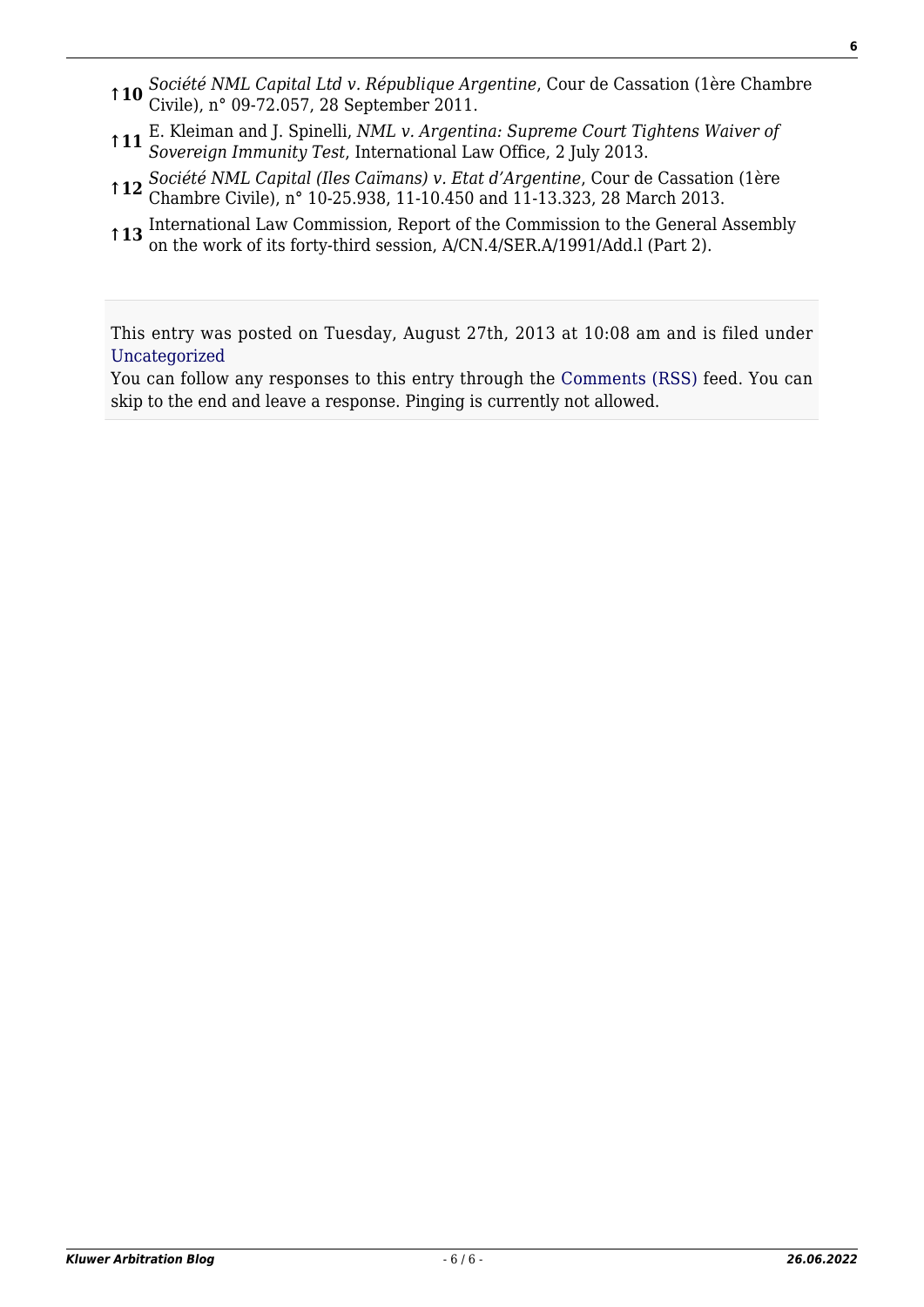↑10 *Société NML Capital Ltd v. République Argentine*, Cour de Cassation (1ère Chambre Civile), n° 09-72.057, 28 September 2011.

↑11 E. Kleiman and J. Spinelli, *NML v. Argentina: Supreme Court Tightens Waiver of Sovereign Immunity Test*, International Law Office, 2 July 2013.

↑12 *Société NML Capital (Iles Caïmans) v. Etat d'Argentine*, Cour de Cassation (1ère Chambre Civile), n° 10-25.938, 11-10.450 and 11-13.323, 28 March 2013.

↑13 International Law Commission, Report of the Commission to the General Assembly on the work of its forty-third session, A/CN.4/SER.A/1991/Add.l (Part 2).

This entry was posted on Tuesday, August 27th, 2013 at 10:08 am and is filed under Uncategorized

You can follow any responses to this entry through the Comments (RSS) feed. You can skip to the end and leave a response. Pinging is currently not allowed.